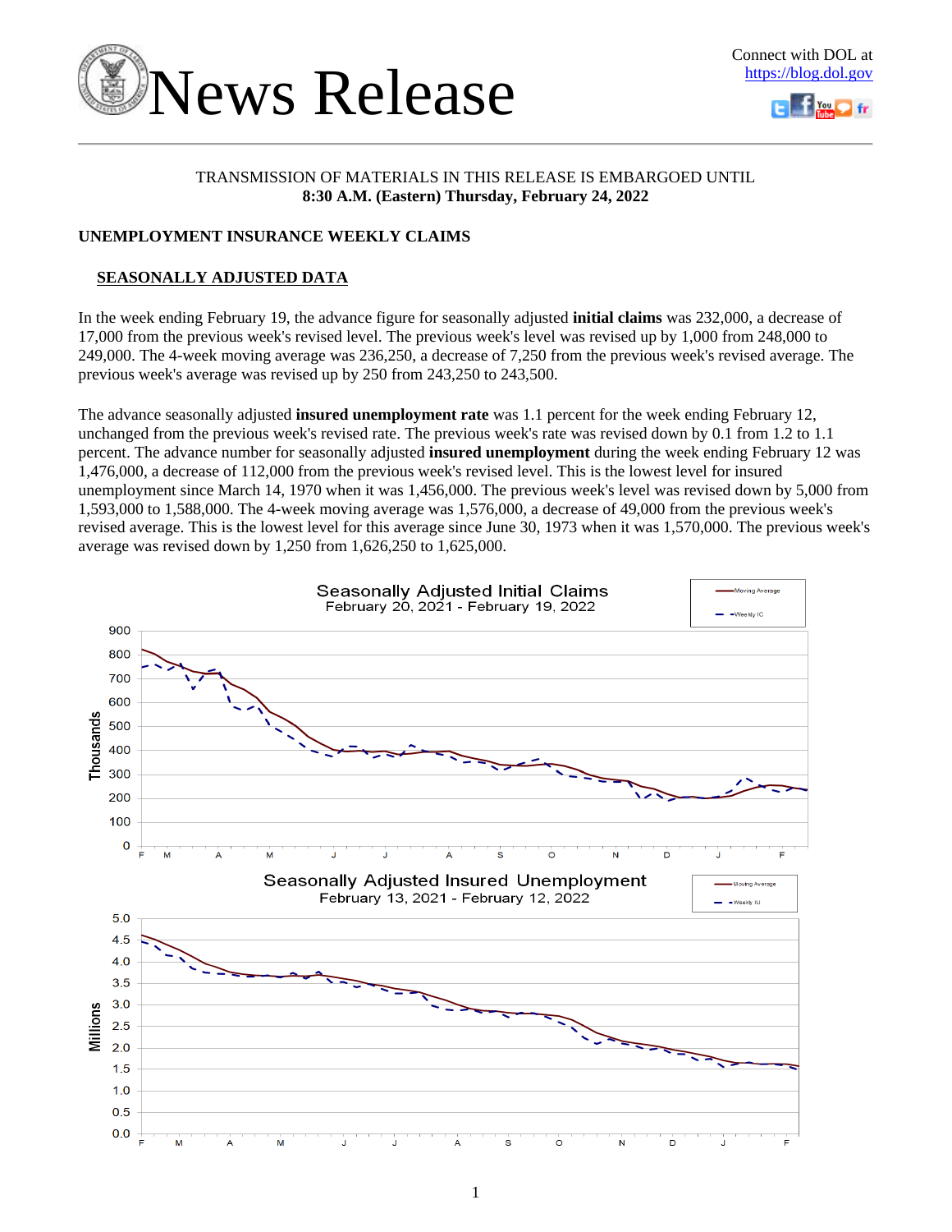# News Release

Connect with DOL at https://blog.dol.gov

TRANSMISSION OF MATERIALS IN THIS RELEASE IS EMBARGOED UNTIL
**8:30 A.M. (Eastern) Thursday, February 24, 2022**

## UNEMPLOYMENT INSURANCE WEEKLY CLAIMS

### SEASONALLY ADJUSTED DATA

In the week ending February 19, the advance figure for seasonally adjusted **initial claims** was 232,000, a decrease of 17,000 from the previous week's revised level. The previous week's level was revised up by 1,000 from 248,000 to 249,000. The 4-week moving average was 236,250, a decrease of 7,250 from the previous week's revised average. The previous week's average was revised up by 250 from 243,250 to 243,500.

The advance seasonally adjusted **insured unemployment rate** was 1.1 percent for the week ending February 12, unchanged from the previous week's revised rate. The previous week's rate was revised down by 0.1 from 1.2 to 1.1 percent. The advance number for seasonally adjusted **insured unemployment** during the week ending February 12 was 1,476,000, a decrease of 112,000 from the previous week's revised level. This is the lowest level for insured unemployment since March 14, 1970 when it was 1,456,000. The previous week's level was revised down by 5,000 from 1,593,000 to 1,588,000. The 4-week moving average was 1,576,000, a decrease of 49,000 from the previous week's revised average. This is the lowest level for this average since June 30, 1973 when it was 1,570,000. The previous week's average was revised down by 1,250 from 1,626,250 to 1,625,000.

Seasonally Adjusted Initial Claims
February 20, 2021 - February 19, 2022

Seasonally Adjusted Insured Unemployment
February 13, 2021 - February 12, 2022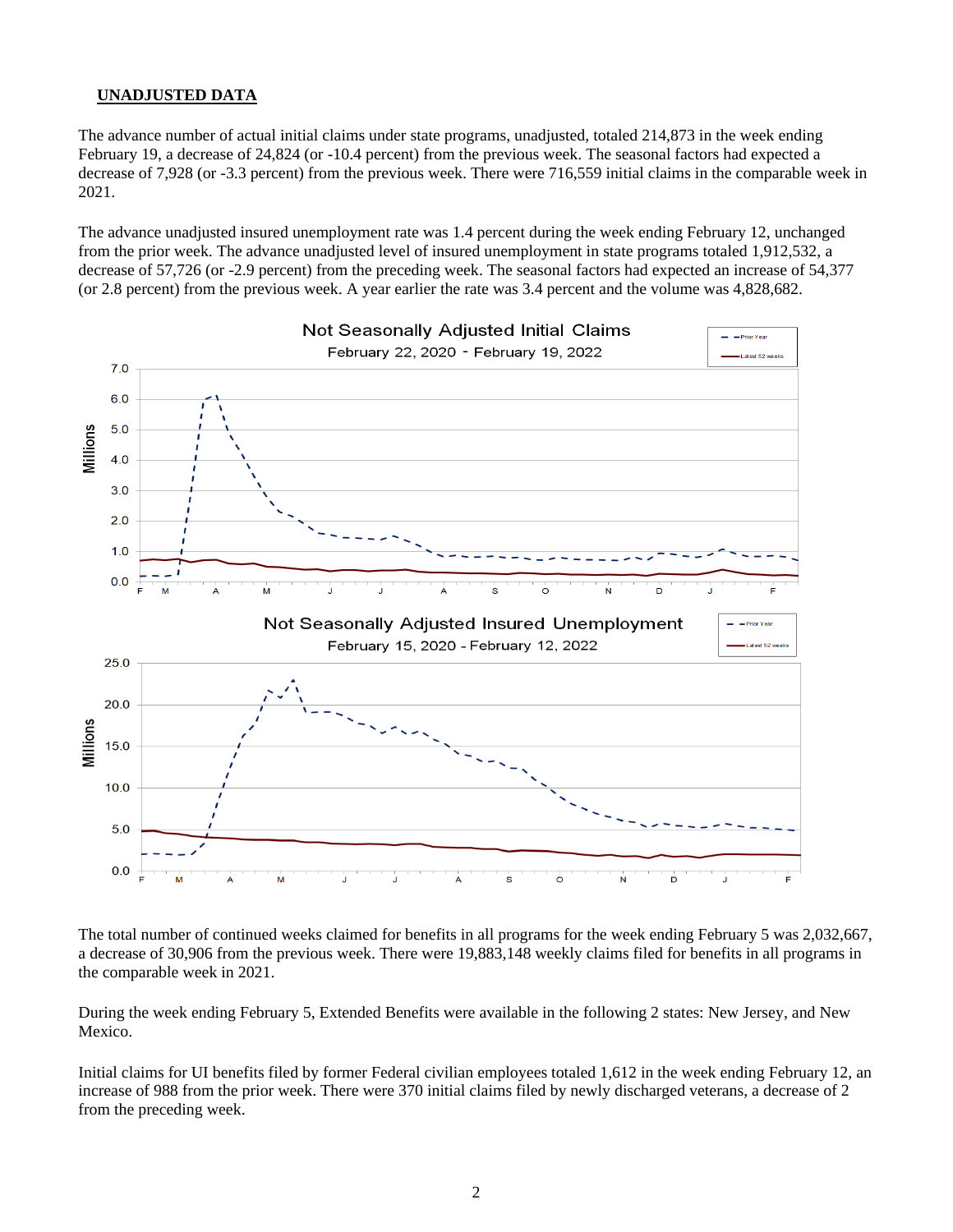## UNADJUSTED DATA

The advance number of actual initial claims under state programs, unadjusted, totaled 214,873 in the week ending February 19, a decrease of 24,824 (or -10.4 percent) from the previous week. The seasonal factors had expected a decrease of 7,928 (or -3.3 percent) from the previous week. There were 716,559 initial claims in the comparable week in 2021.

The advance unadjusted insured unemployment rate was 1.4 percent during the week ending February 12, unchanged from the prior week. The advance unadjusted level of insured unemployment in state programs totaled 1,912,532, a decrease of 57,726 (or -2.9 percent) from the preceding week. The seasonal factors had expected an increase of 54,377 (or 2.8 percent) from the previous week. A year earlier the rate was 3.4 percent and the volume was 4,828,682.

The total number of continued weeks claimed for benefits in all programs for the week ending February 5 was 2,032,667, a decrease of 30,906 from the previous week. There were 19,883,148 weekly claims filed for benefits in all programs in the comparable week in 2021.

During the week ending February 5, Extended Benefits were available in the following 2 states: New Jersey, and New Mexico.

Initial claims for UI benefits filed by former Federal civilian employees totaled 1,612 in the week ending February 12, an increase of 988 from the prior week. There were 370 initial claims filed by newly discharged veterans, a decrease of 2 from the preceding week.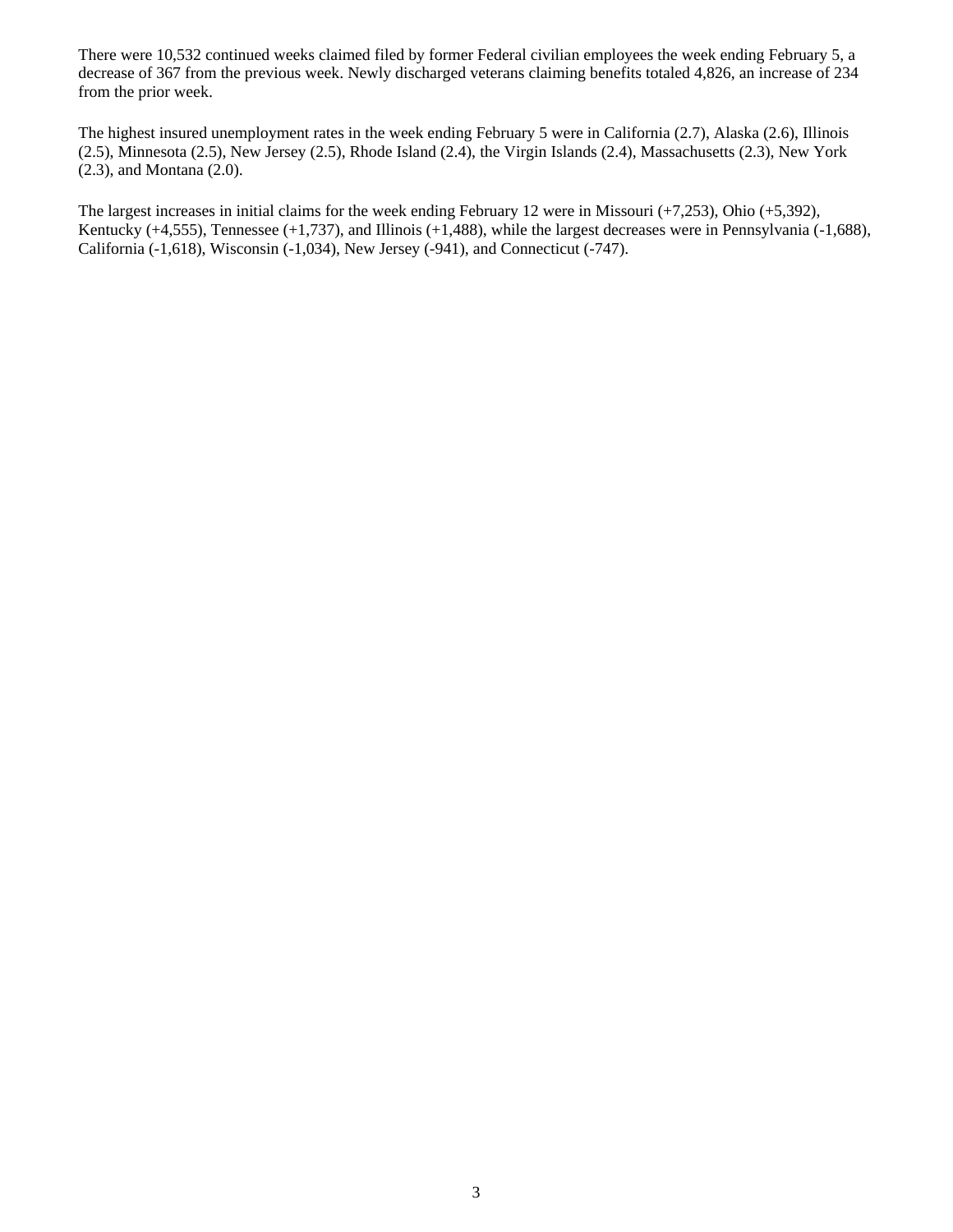There were 10,532 continued weeks claimed filed by former Federal civilian employees the week ending February 5, a decrease of 367 from the previous week. Newly discharged veterans claiming benefits totaled 4,826, an increase of 234 from the prior week.

The highest insured unemployment rates in the week ending February 5 were in California (2.7), Alaska (2.6), Illinois (2.5), Minnesota (2.5), New Jersey (2.5), Rhode Island (2.4), the Virgin Islands (2.4), Massachusetts (2.3), New York (2.3), and Montana (2.0).

The largest increases in initial claims for the week ending February 12 were in Missouri (+7,253), Ohio (+5,392), Kentucky (+4,555), Tennessee (+1,737), and Illinois (+1,488), while the largest decreases were in Pennsylvania (-1,688), California (-1,618), Wisconsin (-1,034), New Jersey (-941), and Connecticut (-747).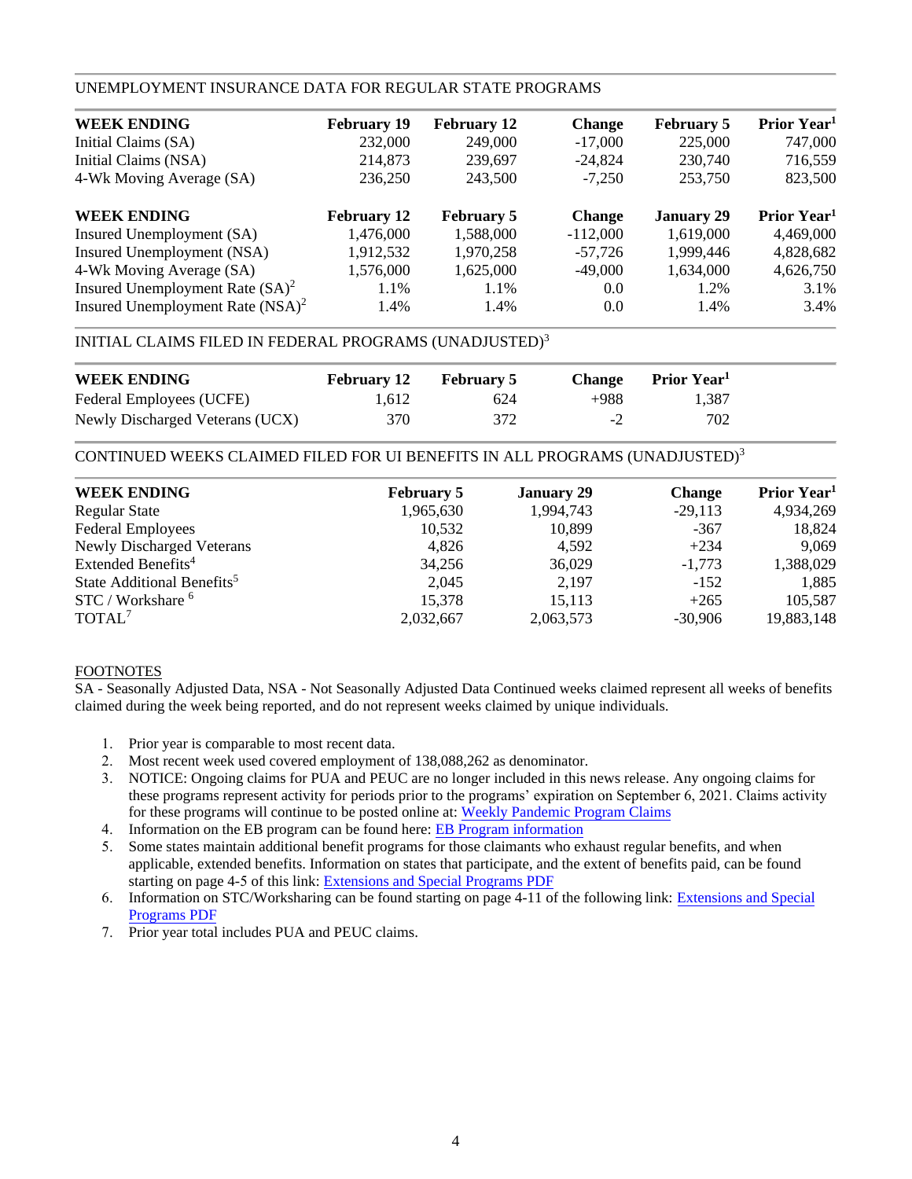## UNEMPLOYMENT INSURANCE DATA FOR REGULAR STATE PROGRAMS

| WEEK ENDING | February 19 | February 12 | Change | February 5 | Prior Year[1] |
|---|---|---|---|---|---|
| Initial Claims (SA) | 232,000 | 249,000 | -17,000 | 225,000 | 747,000 |
| Initial Claims (NSA) | 214,873 | 239,697 | -24,824 | 230,740 | 716,559 |
| 4-Wk Moving Average (SA) | 236,250 | 243,500 | -7,250 | 253,750 | 823,500 |

| WEEK ENDING | February 12 | February 5 | Change | January 29 | Prior Year[1] |
|---|---|---|---|---|---|
| Insured Unemployment (SA) | 1,476,000 | 1,588,000 | -112,000 | 1,619,000 | 4,469,000 |
| Insured Unemployment (NSA) | 1,912,532 | 1,970,258 | -57,726 | 1,999,446 | 4,828,682 |
| 4-Wk Moving Average (SA) | 1,576,000 | 1,625,000 | -49,000 | 1,634,000 | 4,626,750 |
| Insured Unemployment Rate (SA)[2] | 1.1% | 1.1% | 0.0 | 1.2% | 3.1% |
| Insured Unemployment Rate (NSA)[2] | 1.4% | 1.4% | 0.0 | 1.4% | 3.4% |

## INITIAL CLAIMS FILED IN FEDERAL PROGRAMS (UNADJUSTED)[3]

| WEEK ENDING | February 12 | February 5 | Change | Prior Year[1] |
|---|---|---|---|---|
| Federal Employees (UCFE) | 1,612 | 624 | +988 | 1,387 |
| Newly Discharged Veterans (UCX) | 370 | 372 | -2 | 702 |

## CONTINUED WEEKS CLAIMED FILED FOR UI BENEFITS IN ALL PROGRAMS (UNADJUSTED)[3]

| WEEK ENDING | February 5 | January 29 | Change | Prior Year[1] |
|---|---|---|---|---|
| Regular State | 1,965,630 | 1,994,743 | -29,113 | 4,934,269 |
| Federal Employees | 10,532 | 10,899 | -367 | 18,824 |
| Newly Discharged Veterans | 4,826 | 4,592 | +234 | 9,069 |
| Extended Benefits[4] | 34,256 | 36,029 | -1,773 | 1,388,029 |
| State Additional Benefits[5] | 2,045 | 2,197 | -152 | 1,885 |
| STC / Workshare [6] | 15,378 | 15,113 | +265 | 105,587 |
| TOTAL[7] | 2,032,667 | 2,063,573 | -30,906 | 19,883,148 |

FOOTNOTES

SA - Seasonally Adjusted Data, NSA - Not Seasonally Adjusted Data Continued weeks claimed represent all weeks of benefits claimed during the week being reported, and do not represent weeks claimed by unique individuals.

1. Prior year is comparable to most recent data.
2. Most recent week used covered employment of 138,088,262 as denominator.
3. NOTICE: Ongoing claims for PUA and PEUC are no longer included in this news release. Any ongoing claims for these programs represent activity for periods prior to the programs' expiration on September 6, 2021. Claims activity for these programs will continue to be posted online at: Weekly Pandemic Program Claims
4. Information on the EB program can be found here: EB Program information
5. Some states maintain additional benefit programs for those claimants who exhaust regular benefits, and when applicable, extended benefits. Information on states that participate, and the extent of benefits paid, can be found starting on page 4-5 of this link: Extensions and Special Programs PDF
6. Information on STC/Worksharing can be found starting on page 4-11 of the following link: Extensions and Special Programs PDF
7. Prior year total includes PUA and PEUC claims.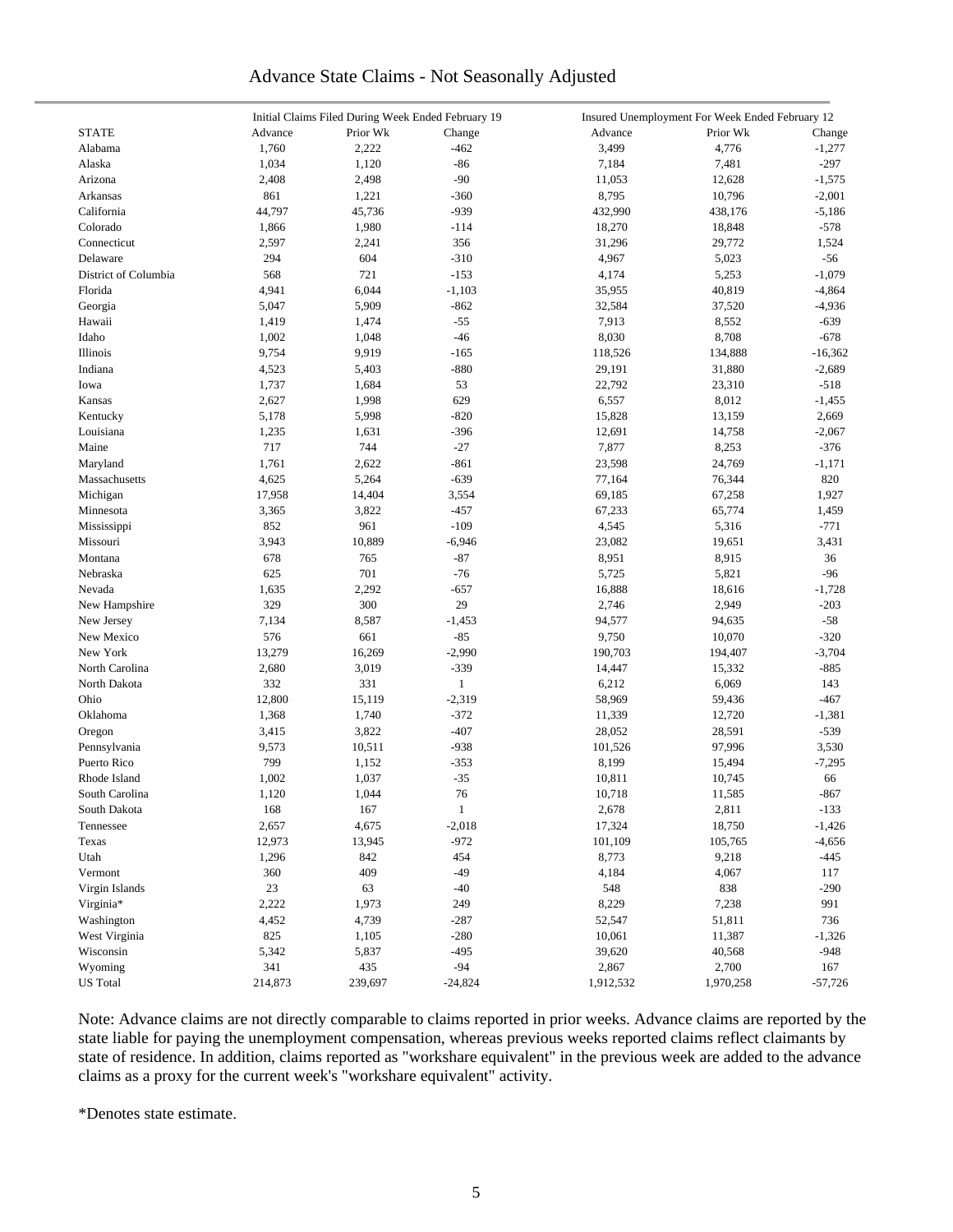# Advance State Claims - Not Seasonally Adjusted

| STATE | Initial Claims Filed During Week Ended February 19 | | | Insured Unemployment For Week Ended February 12 | | |
|---|---|---|---|---|---|---|
| | Advance | Prior Wk | Change | Advance | Prior Wk | Change |
| Alabama | 1,760 | 2,222 | -462 | 3,499 | 4,776 | -1,277 |
| Alaska | 1,034 | 1,120 | -86 | 7,184 | 7,481 | -297 |
| Arizona | 2,408 | 2,498 | -90 | 11,053 | 12,628 | -1,575 |
| Arkansas | 861 | 1,221 | -360 | 8,795 | 10,796 | -2,001 |
| California | 44,797 | 45,736 | -939 | 432,990 | 438,176 | -5,186 |
| Colorado | 1,866 | 1,980 | -114 | 18,270 | 18,848 | -578 |
| Connecticut | 2,597 | 2,241 | 356 | 31,296 | 29,772 | 1,524 |
| Delaware | 294 | 604 | -310 | 4,967 | 5,023 | -56 |
| District of Columbia | 568 | 721 | -153 | 4,174 | 5,253 | -1,079 |
| Florida | 4,941 | 6,044 | -1,103 | 35,955 | 40,819 | -4,864 |
| Georgia | 5,047 | 5,909 | -862 | 32,584 | 37,520 | -4,936 |
| Hawaii | 1,419 | 1,474 | -55 | 7,913 | 8,552 | -639 |
| Idaho | 1,002 | 1,048 | -46 | 8,030 | 8,708 | -678 |
| Illinois | 9,754 | 9,919 | -165 | 118,526 | 134,888 | -16,362 |
| Indiana | 4,523 | 5,403 | -880 | 29,191 | 31,880 | -2,689 |
| Iowa | 1,737 | 1,684 | 53 | 22,792 | 23,310 | -518 |
| Kansas | 2,627 | 1,998 | 629 | 6,557 | 8,012 | -1,455 |
| Kentucky | 5,178 | 5,998 | -820 | 15,828 | 13,159 | 2,669 |
| Louisiana | 1,235 | 1,631 | -396 | 12,691 | 14,758 | -2,067 |
| Maine | 717 | 744 | -27 | 7,877 | 8,253 | -376 |
| Maryland | 1,761 | 2,622 | -861 | 23,598 | 24,769 | -1,171 |
| Massachusetts | 4,625 | 5,264 | -639 | 77,164 | 76,344 | 820 |
| Michigan | 17,958 | 14,404 | 3,554 | 69,185 | 67,258 | 1,927 |
| Minnesota | 3,365 | 3,822 | -457 | 67,233 | 65,774 | 1,459 |
| Mississippi | 852 | 961 | -109 | 4,545 | 5,316 | -771 |
| Missouri | 3,943 | 10,889 | -6,946 | 23,082 | 19,651 | 3,431 |
| Montana | 678 | 765 | -87 | 8,951 | 8,915 | 36 |
| Nebraska | 625 | 701 | -76 | 5,725 | 5,821 | -96 |
| Nevada | 1,635 | 2,292 | -657 | 16,888 | 18,616 | -1,728 |
| New Hampshire | 329 | 300 | 29 | 2,746 | 2,949 | -203 |
| New Jersey | 7,134 | 8,587 | -1,453 | 94,577 | 94,635 | -58 |
| New Mexico | 576 | 661 | -85 | 9,750 | 10,070 | -320 |
| New York | 13,279 | 16,269 | -2,990 | 190,703 | 194,407 | -3,704 |
| North Carolina | 2,680 | 3,019 | -339 | 14,447 | 15,332 | -885 |
| North Dakota | 332 | 331 | 1 | 6,212 | 6,069 | 143 |
| Ohio | 12,800 | 15,119 | -2,319 | 58,969 | 59,436 | -467 |
| Oklahoma | 1,368 | 1,740 | -372 | 11,339 | 12,720 | -1,381 |
| Oregon | 3,415 | 3,822 | -407 | 28,052 | 28,591 | -539 |
| Pennsylvania | 9,573 | 10,511 | -938 | 101,526 | 97,996 | 3,530 |
| Puerto Rico | 799 | 1,152 | -353 | 8,199 | 15,494 | -7,295 |
| Rhode Island | 1,002 | 1,037 | -35 | 10,811 | 10,745 | 66 |
| South Carolina | 1,120 | 1,044 | 76 | 10,718 | 11,585 | -867 |
| South Dakota | 168 | 167 | 1 | 2,678 | 2,811 | -133 |
| Tennessee | 2,657 | 4,675 | -2,018 | 17,324 | 18,750 | -1,426 |
| Texas | 12,973 | 13,945 | -972 | 101,109 | 105,765 | -4,656 |
| Utah | 1,296 | 842 | 454 | 8,773 | 9,218 | -445 |
| Vermont | 360 | 409 | -49 | 4,184 | 4,067 | 117 |
| Virgin Islands | 23 | 63 | -40 | 548 | 838 | -290 |
| Virginia* | 2,222 | 1,973 | 249 | 8,229 | 7,238 | 991 |
| Washington | 4,452 | 4,739 | -287 | 52,547 | 51,811 | 736 |
| West Virginia | 825 | 1,105 | -280 | 10,061 | 11,387 | -1,326 |
| Wisconsin | 5,342 | 5,837 | -495 | 39,620 | 40,568 | -948 |
| Wyoming | 341 | 435 | -94 | 2,867 | 2,700 | 167 |
| US Total | 214,873 | 239,697 | -24,824 | 1,912,532 | 1,970,258 | -57,726 |

Note: Advance claims are not directly comparable to claims reported in prior weeks. Advance claims are reported by the state liable for paying the unemployment compensation, whereas previous weeks reported claims reflect claimants by state of residence. In addition, claims reported as "workshare equivalent" in the previous week are added to the advance claims as a proxy for the current week's "workshare equivalent" activity.

*Denotes state estimate.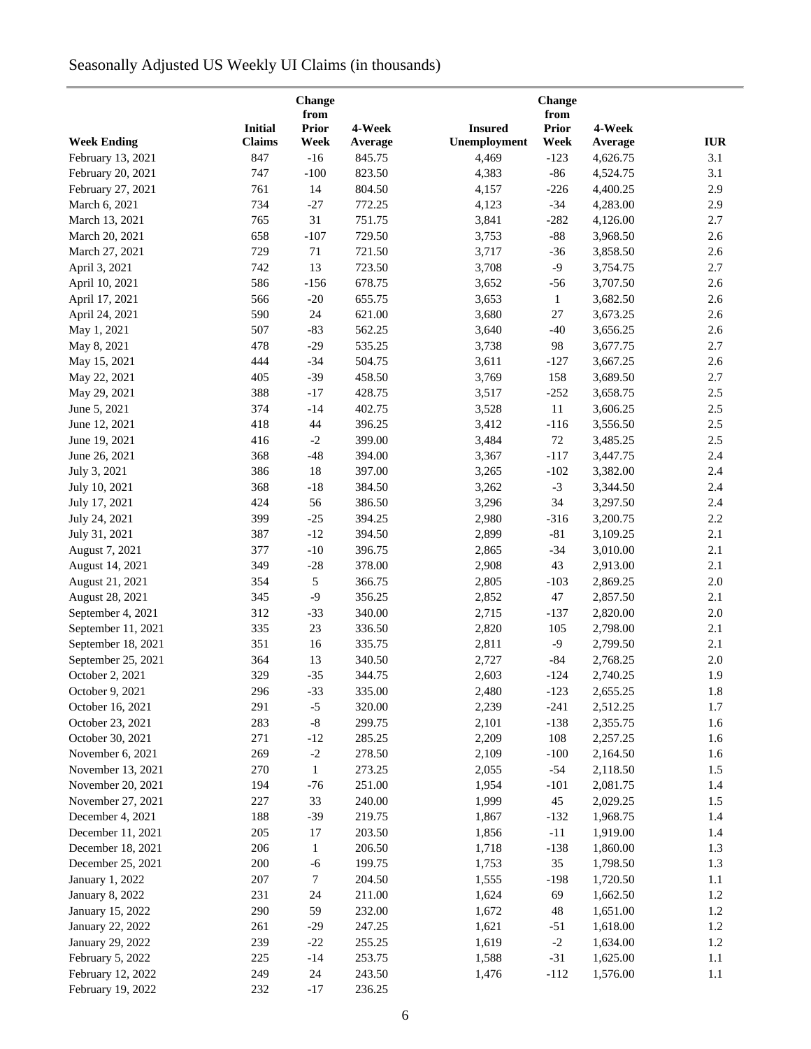# Seasonally Adjusted US Weekly UI Claims (in thousands)

| Week Ending | Initial Claims | Change from Prior Week | 4-Week Average | Insured Unemployment | Change from Prior Week | 4-Week Average | IUR |
|---|---|---|---|---|---|---|---|
| February 13, 2021 | 847 | -16 | 845.75 | 4,469 | -123 | 4,626.75 | 3.1 |
| February 20, 2021 | 747 | -100 | 823.50 | 4,383 | -86 | 4,524.75 | 3.1 |
| February 27, 2021 | 761 | 14 | 804.50 | 4,157 | -226 | 4,400.25 | 2.9 |
| March 6, 2021 | 734 | -27 | 772.25 | 4,123 | -34 | 4,283.00 | 2.9 |
| March 13, 2021 | 765 | 31 | 751.75 | 3,841 | -282 | 4,126.00 | 2.7 |
| March 20, 2021 | 658 | -107 | 729.50 | 3,753 | -88 | 3,968.50 | 2.6 |
| March 27, 2021 | 729 | 71 | 721.50 | 3,717 | -36 | 3,858.50 | 2.6 |
| April 3, 2021 | 742 | 13 | 723.50 | 3,708 | -9 | 3,754.75 | 2.7 |
| April 10, 2021 | 586 | -156 | 678.75 | 3,652 | -56 | 3,707.50 | 2.6 |
| April 17, 2021 | 566 | -20 | 655.75 | 3,653 | 1 | 3,682.50 | 2.6 |
| April 24, 2021 | 590 | 24 | 621.00 | 3,680 | 27 | 3,673.25 | 2.6 |
| May 1, 2021 | 507 | -83 | 562.25 | 3,640 | -40 | 3,656.25 | 2.6 |
| May 8, 2021 | 478 | -29 | 535.25 | 3,738 | 98 | 3,677.75 | 2.7 |
| May 15, 2021 | 444 | -34 | 504.75 | 3,611 | -127 | 3,667.25 | 2.6 |
| May 22, 2021 | 405 | -39 | 458.50 | 3,769 | 158 | 3,689.50 | 2.7 |
| May 29, 2021 | 388 | -17 | 428.75 | 3,517 | -252 | 3,658.75 | 2.5 |
| June 5, 2021 | 374 | -14 | 402.75 | 3,528 | 11 | 3,606.25 | 2.5 |
| June 12, 2021 | 418 | 44 | 396.25 | 3,412 | -116 | 3,556.50 | 2.5 |
| June 19, 2021 | 416 | -2 | 399.00 | 3,484 | 72 | 3,485.25 | 2.5 |
| June 26, 2021 | 368 | -48 | 394.00 | 3,367 | -117 | 3,447.75 | 2.4 |
| July 3, 2021 | 386 | 18 | 397.00 | 3,265 | -102 | 3,382.00 | 2.4 |
| July 10, 2021 | 368 | -18 | 384.50 | 3,262 | -3 | 3,344.50 | 2.4 |
| July 17, 2021 | 424 | 56 | 386.50 | 3,296 | 34 | 3,297.50 | 2.4 |
| July 24, 2021 | 399 | -25 | 394.25 | 2,980 | -316 | 3,200.75 | 2.2 |
| July 31, 2021 | 387 | -12 | 394.50 | 2,899 | -81 | 3,109.25 | 2.1 |
| August 7, 2021 | 377 | -10 | 396.75 | 2,865 | -34 | 3,010.00 | 2.1 |
| August 14, 2021 | 349 | -28 | 378.00 | 2,908 | 43 | 2,913.00 | 2.1 |
| August 21, 2021 | 354 | 5 | 366.75 | 2,805 | -103 | 2,869.25 | 2.0 |
| August 28, 2021 | 345 | -9 | 356.25 | 2,852 | 47 | 2,857.50 | 2.1 |
| September 4, 2021 | 312 | -33 | 340.00 | 2,715 | -137 | 2,820.00 | 2.0 |
| September 11, 2021 | 335 | 23 | 336.50 | 2,820 | 105 | 2,798.00 | 2.1 |
| September 18, 2021 | 351 | 16 | 335.75 | 2,811 | -9 | 2,799.50 | 2.1 |
| September 25, 2021 | 364 | 13 | 340.50 | 2,727 | -84 | 2,768.25 | 2.0 |
| October 2, 2021 | 329 | -35 | 344.75 | 2,603 | -124 | 2,740.25 | 1.9 |
| October 9, 2021 | 296 | -33 | 335.00 | 2,480 | -123 | 2,655.25 | 1.8 |
| October 16, 2021 | 291 | -5 | 320.00 | 2,239 | -241 | 2,512.25 | 1.7 |
| October 23, 2021 | 283 | -8 | 299.75 | 2,101 | -138 | 2,355.75 | 1.6 |
| October 30, 2021 | 271 | -12 | 285.25 | 2,209 | 108 | 2,257.25 | 1.6 |
| November 6, 2021 | 269 | -2 | 278.50 | 2,109 | -100 | 2,164.50 | 1.6 |
| November 13, 2021 | 270 | 1 | 273.25 | 2,055 | -54 | 2,118.50 | 1.5 |
| November 20, 2021 | 194 | -76 | 251.00 | 1,954 | -101 | 2,081.75 | 1.4 |
| November 27, 2021 | 227 | 33 | 240.00 | 1,999 | 45 | 2,029.25 | 1.5 |
| December 4, 2021 | 188 | -39 | 219.75 | 1,867 | -132 | 1,968.75 | 1.4 |
| December 11, 2021 | 205 | 17 | 203.50 | 1,856 | -11 | 1,919.00 | 1.4 |
| December 18, 2021 | 206 | 1 | 206.50 | 1,718 | -138 | 1,860.00 | 1.3 |
| December 25, 2021 | 200 | -6 | 199.75 | 1,753 | 35 | 1,798.50 | 1.3 |
| January 1, 2022 | 207 | 7 | 204.50 | 1,555 | -198 | 1,720.50 | 1.1 |
| January 8, 2022 | 231 | 24 | 211.00 | 1,624 | 69 | 1,662.50 | 1.2 |
| January 15, 2022 | 290 | 59 | 232.00 | 1,672 | 48 | 1,651.00 | 1.2 |
| January 22, 2022 | 261 | -29 | 247.25 | 1,621 | -51 | 1,618.00 | 1.2 |
| January 29, 2022 | 239 | -22 | 255.25 | 1,619 | -2 | 1,634.00 | 1.2 |
| February 5, 2022 | 225 | -14 | 253.75 | 1,588 | -31 | 1,625.00 | 1.1 |
| February 12, 2022 | 249 | 24 | 243.50 | 1,476 | -112 | 1,576.00 | 1.1 |
| February 19, 2022 | 232 | -17 | 236.25 | | | | |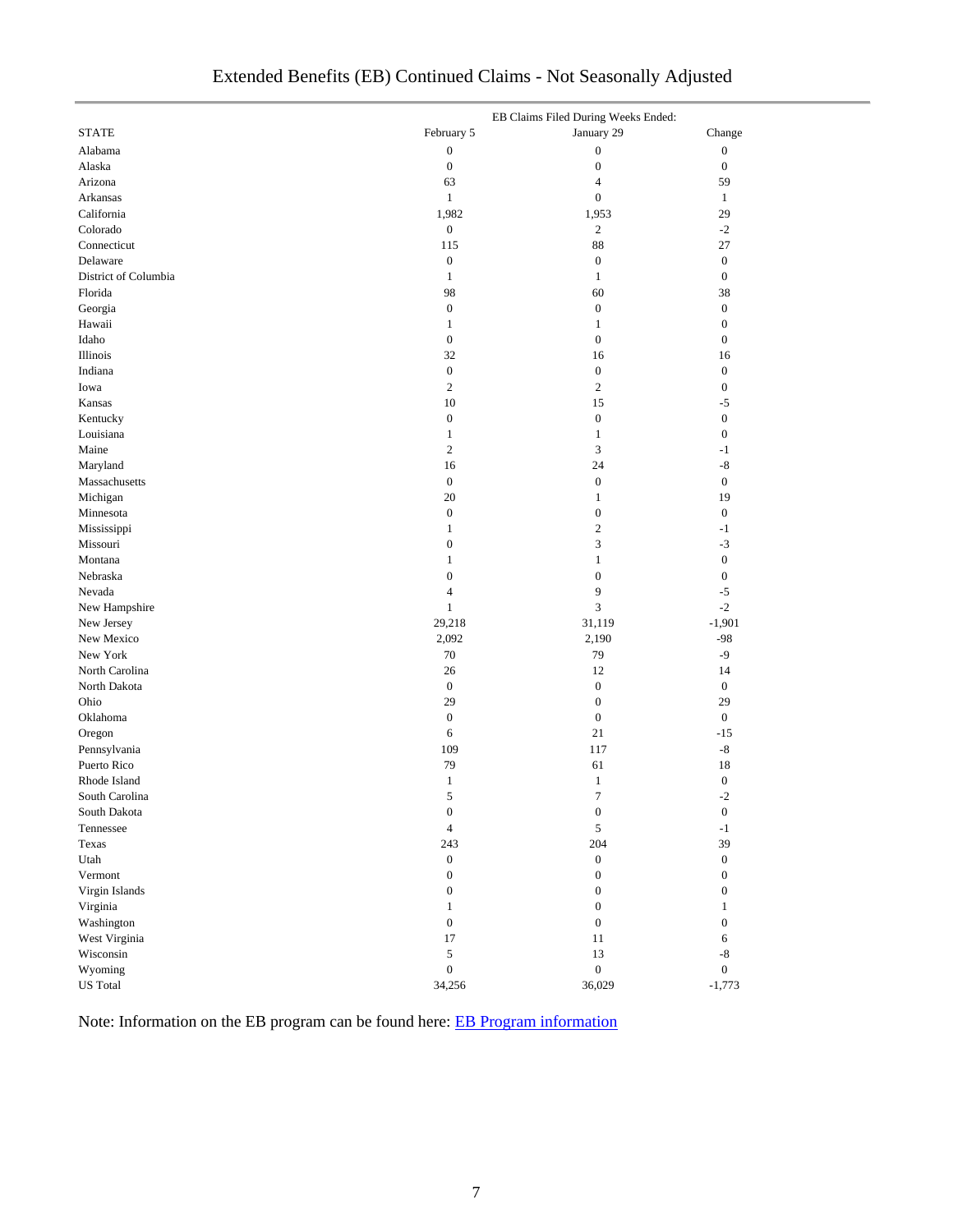# Extended Benefits (EB) Continued Claims - Not Seasonally Adjusted

| STATE | EB Claims Filed During Weeks Ended: February 5 | January 29 | Change |
|---|---|---|---|
| Alabama | 0 | 0 | 0 |
| Alaska | 0 | 0 | 0 |
| Arizona | 63 | 4 | 59 |
| Arkansas | 1 | 0 | 1 |
| California | 1,982 | 1,953 | 29 |
| Colorado | 0 | 2 | -2 |
| Connecticut | 115 | 88 | 27 |
| Delaware | 0 | 0 | 0 |
| District of Columbia | 1 | 1 | 0 |
| Florida | 98 | 60 | 38 |
| Georgia | 0 | 0 | 0 |
| Hawaii | 1 | 1 | 0 |
| Idaho | 0 | 0 | 0 |
| Illinois | 32 | 16 | 16 |
| Indiana | 0 | 0 | 0 |
| Iowa | 2 | 2 | 0 |
| Kansas | 10 | 15 | -5 |
| Kentucky | 0 | 0 | 0 |
| Louisiana | 1 | 1 | 0 |
| Maine | 2 | 3 | -1 |
| Maryland | 16 | 24 | -8 |
| Massachusetts | 0 | 0 | 0 |
| Michigan | 20 | 1 | 19 |
| Minnesota | 0 | 0 | 0 |
| Mississippi | 1 | 2 | -1 |
| Missouri | 0 | 3 | -3 |
| Montana | 1 | 1 | 0 |
| Nebraska | 0 | 0 | 0 |
| Nevada | 4 | 9 | -5 |
| New Hampshire | 1 | 3 | -2 |
| New Jersey | 29,218 | 31,119 | -1,901 |
| New Mexico | 2,092 | 2,190 | -98 |
| New York | 70 | 79 | -9 |
| North Carolina | 26 | 12 | 14 |
| North Dakota | 0 | 0 | 0 |
| Ohio | 29 | 0 | 29 |
| Oklahoma | 0 | 0 | 0 |
| Oregon | 6 | 21 | -15 |
| Pennsylvania | 109 | 117 | -8 |
| Puerto Rico | 79 | 61 | 18 |
| Rhode Island | 1 | 1 | 0 |
| South Carolina | 5 | 7 | -2 |
| South Dakota | 0 | 0 | 0 |
| Tennessee | 4 | 5 | -1 |
| Texas | 243 | 204 | 39 |
| Utah | 0 | 0 | 0 |
| Vermont | 0 | 0 | 0 |
| Virgin Islands | 0 | 0 | 0 |
| Virginia | 1 | 0 | 1 |
| Washington | 0 | 0 | 0 |
| West Virginia | 17 | 11 | 6 |
| Wisconsin | 5 | 13 | -8 |
| Wyoming | 0 | 0 | 0 |
| US Total | 34,256 | 36,029 | -1,773 |

Note: Information on the EB program can be found here: EB Program information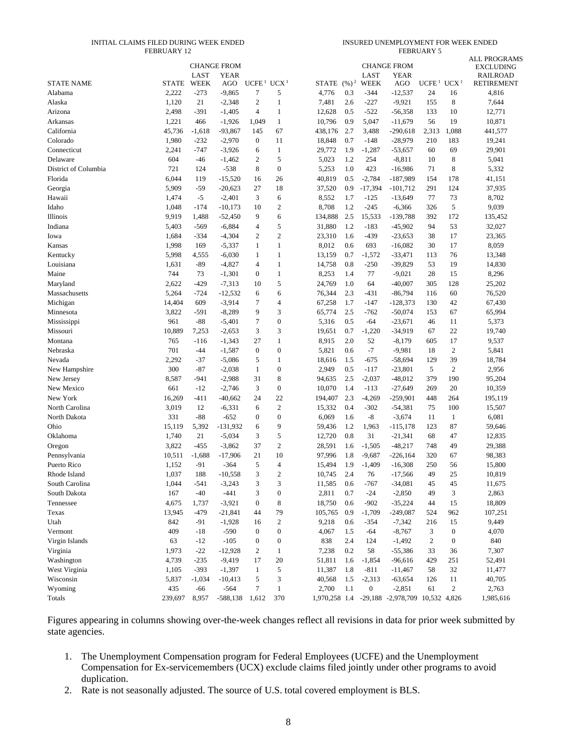| STATE NAME | INITIAL CLAIMS FILED DURING WEEK ENDED FEBRUARY 12 | | | | | INSURED UNEMPLOYMENT FOR WEEK ENDED FEBRUARY 5 | | | | | | ALL PROGRAMS EXCLUDING RAILROAD RETIREMENT |
|---|---|---|---|---|---|---|---|---|---|---|---|---|
| | | CHANGE FROM | | | | | | CHANGE FROM | | | | |
| | STATE | LAST WEEK | YEAR AGO | UCFE [1] | UCX [1] | STATE | (%) [2] | LAST WEEK | YEAR AGO | UCFE [1] | UCX [1] | |
| Alabama | 2,222 | -273 | -9,865 | 7 | 5 | 4,776 | 0.3 | -344 | -12,537 | 24 | 16 | 4,816 |
| Alaska | 1,120 | 21 | -2,348 | 2 | 1 | 7,481 | 2.6 | -227 | -9,921 | 155 | 8 | 7,644 |
| Arizona | 2,498 | -391 | -1,405 | 4 | 1 | 12,628 | 0.5 | -522 | -56,358 | 133 | 10 | 12,771 |
| Arkansas | 1,221 | 466 | -1,926 | 1,049 | 1 | 10,796 | 0.9 | 5,047 | -11,679 | 56 | 19 | 10,871 |
| California | 45,736 | -1,618 | -93,867 | 145 | 67 | 438,176 | 2.7 | 3,488 | -290,618 | 2,313 | 1,088 | 441,577 |
| Colorado | 1,980 | -232 | -2,970 | 0 | 11 | 18,848 | 0.7 | -148 | -28,979 | 210 | 183 | 19,241 |
| Connecticut | 2,241 | -747 | -3,926 | 6 | 1 | 29,772 | 1.9 | -1,287 | -53,657 | 60 | 69 | 29,901 |
| Delaware | 604 | -46 | -1,462 | 2 | 5 | 5,023 | 1.2 | 254 | -8,811 | 10 | 8 | 5,041 |
| District of Columbia | 721 | 124 | -538 | 8 | 0 | 5,253 | 1.0 | 423 | -16,986 | 71 | 8 | 5,332 |
| Florida | 6,044 | 119 | -15,520 | 16 | 26 | 40,819 | 0.5 | -2,784 | -187,989 | 154 | 178 | 41,151 |
| Georgia | 5,909 | -59 | -20,623 | 27 | 18 | 37,520 | 0.9 | -17,394 | -101,712 | 291 | 124 | 37,935 |
| Hawaii | 1,474 | -5 | -2,401 | 3 | 6 | 8,552 | 1.7 | -125 | -13,649 | 77 | 73 | 8,702 |
| Idaho | 1,048 | -174 | -10,173 | 10 | 2 | 8,708 | 1.2 | -245 | -6,366 | 326 | 5 | 9,039 |
| Illinois | 9,919 | 1,488 | -52,450 | 9 | 6 | 134,888 | 2.5 | 15,533 | -139,788 | 392 | 172 | 135,452 |
| Indiana | 5,403 | -569 | -6,884 | 4 | 5 | 31,880 | 1.2 | -183 | -45,902 | 94 | 53 | 32,027 |
| Iowa | 1,684 | -334 | -4,304 | 2 | 2 | 23,310 | 1.6 | -439 | -23,653 | 38 | 17 | 23,365 |
| Kansas | 1,998 | 169 | -5,337 | 1 | 1 | 8,012 | 0.6 | 693 | -16,082 | 30 | 17 | 8,059 |
| Kentucky | 5,998 | 4,555 | -6,030 | 1 | 1 | 13,159 | 0.7 | -1,572 | -33,471 | 113 | 76 | 13,348 |
| Louisiana | 1,631 | -89 | -4,827 | 4 | 1 | 14,758 | 0.8 | -250 | -39,829 | 53 | 19 | 14,830 |
| Maine | 744 | 73 | -1,301 | 0 | 1 | 8,253 | 1.4 | 77 | -9,021 | 28 | 15 | 8,296 |
| Maryland | 2,622 | -429 | -7,313 | 10 | 5 | 24,769 | 1.0 | 64 | -40,007 | 305 | 128 | 25,202 |
| Massachusetts | 5,264 | -724 | -12,532 | 6 | 6 | 76,344 | 2.3 | -431 | -86,794 | 116 | 60 | 76,520 |
| Michigan | 14,404 | 609 | -3,914 | 7 | 4 | 67,258 | 1.7 | -147 | -128,373 | 130 | 42 | 67,430 |
| Minnesota | 3,822 | -591 | -8,289 | 9 | 3 | 65,774 | 2.5 | -762 | -50,074 | 153 | 67 | 65,994 |
| Mississippi | 961 | -88 | -5,401 | 7 | 0 | 5,316 | 0.5 | -64 | -23,671 | 46 | 11 | 5,373 |
| Missouri | 10,889 | 7,253 | -2,653 | 3 | 3 | 19,651 | 0.7 | -1,220 | -34,919 | 67 | 22 | 19,740 |
| Montana | 765 | -116 | -1,343 | 27 | 1 | 8,915 | 2.0 | 52 | -8,179 | 605 | 17 | 9,537 |
| Nebraska | 701 | -44 | -1,587 | 0 | 0 | 5,821 | 0.6 | -7 | -9,981 | 18 | 2 | 5,841 |
| Nevada | 2,292 | -37 | -5,086 | 5 | 1 | 18,616 | 1.5 | -675 | -58,694 | 129 | 39 | 18,784 |
| New Hampshire | 300 | -87 | -2,038 | 1 | 0 | 2,949 | 0.5 | -117 | -23,801 | 5 | 2 | 2,956 |
| New Jersey | 8,587 | -941 | -2,988 | 31 | 8 | 94,635 | 2.5 | -2,037 | -48,012 | 379 | 190 | 95,204 |
| New Mexico | 661 | -12 | -2,746 | 3 | 0 | 10,070 | 1.4 | -113 | -27,649 | 269 | 20 | 10,359 |
| New York | 16,269 | -411 | -40,662 | 24 | 22 | 194,407 | 2.3 | -4,269 | -259,901 | 448 | 264 | 195,119 |
| North Carolina | 3,019 | 12 | -6,331 | 6 | 2 | 15,332 | 0.4 | -302 | -54,381 | 75 | 100 | 15,507 |
| North Dakota | 331 | -88 | -652 | 0 | 0 | 6,069 | 1.6 | -8 | -3,674 | 11 | 1 | 6,081 |
| Ohio | 15,119 | 5,392 | -131,932 | 6 | 9 | 59,436 | 1.2 | 1,963 | -115,178 | 123 | 87 | 59,646 |
| Oklahoma | 1,740 | 21 | -5,034 | 3 | 5 | 12,720 | 0.8 | 31 | -21,341 | 68 | 47 | 12,835 |
| Oregon | 3,822 | -455 | -3,862 | 37 | 2 | 28,591 | 1.6 | -1,505 | -48,217 | 748 | 49 | 29,388 |
| Pennsylvania | 10,511 | -1,688 | -17,906 | 21 | 10 | 97,996 | 1.8 | -9,687 | -226,164 | 320 | 67 | 98,383 |
| Puerto Rico | 1,152 | -91 | -364 | 5 | 4 | 15,494 | 1.9 | -1,409 | -16,308 | 250 | 56 | 15,800 |
| Rhode Island | 1,037 | 188 | -10,558 | 3 | 2 | 10,745 | 2.4 | 76 | -17,566 | 49 | 25 | 10,819 |
| South Carolina | 1,044 | -541 | -3,243 | 3 | 3 | 11,585 | 0.6 | -767 | -34,081 | 45 | 45 | 11,675 |
| South Dakota | 167 | -40 | -441 | 3 | 0 | 2,811 | 0.7 | -24 | -2,850 | 49 | 3 | 2,863 |
| Tennessee | 4,675 | 1,737 | -3,921 | 0 | 8 | 18,750 | 0.6 | -902 | -35,224 | 44 | 15 | 18,809 |
| Texas | 13,945 | -479 | -21,841 | 44 | 79 | 105,765 | 0.9 | -1,709 | -249,087 | 524 | 962 | 107,251 |
| Utah | 842 | -91 | -1,928 | 16 | 2 | 9,218 | 0.6 | -354 | -7,342 | 216 | 15 | 9,449 |
| Vermont | 409 | -18 | -590 | 0 | 0 | 4,067 | 1.5 | -64 | -8,767 | 3 | 0 | 4,070 |
| Virgin Islands | 63 | -12 | -105 | 0 | 0 | 838 | 2.4 | 124 | -1,492 | 2 | 0 | 840 |
| Virginia | 1,973 | -22 | -12,928 | 2 | 1 | 7,238 | 0.2 | 58 | -55,386 | 33 | 36 | 7,307 |
| Washington | 4,739 | -235 | -9,419 | 17 | 20 | 51,811 | 1.6 | -1,854 | -96,616 | 429 | 251 | 52,491 |
| West Virginia | 1,105 | -393 | -1,397 | 1 | 5 | 11,387 | 1.8 | -811 | -11,467 | 58 | 32 | 11,477 |
| Wisconsin | 5,837 | -1,034 | -10,413 | 5 | 3 | 40,568 | 1.5 | -2,313 | -63,654 | 126 | 11 | 40,705 |
| Wyoming | 435 | -66 | -564 | 7 | 1 | 2,700 | 1.1 | 0 | -2,851 | 61 | 2 | 2,763 |
| Totals | 239,697 | 8,957 | -588,138 | 1,612 | 370 | 1,970,258 | 1.4 | -29,188 | -2,978,709 | 10,532 | 4,826 | 1,985,616 |

Figures appearing in columns showing over-the-week changes reflect all revisions in data for prior week submitted by state agencies.

1. The Unemployment Compensation program for Federal Employees (UCFE) and the Unemployment Compensation for Ex-servicemembers (UCX) exclude claims filed jointly under other programs to avoid duplication.
2. Rate is not seasonally adjusted. The source of U.S. total covered employment is BLS.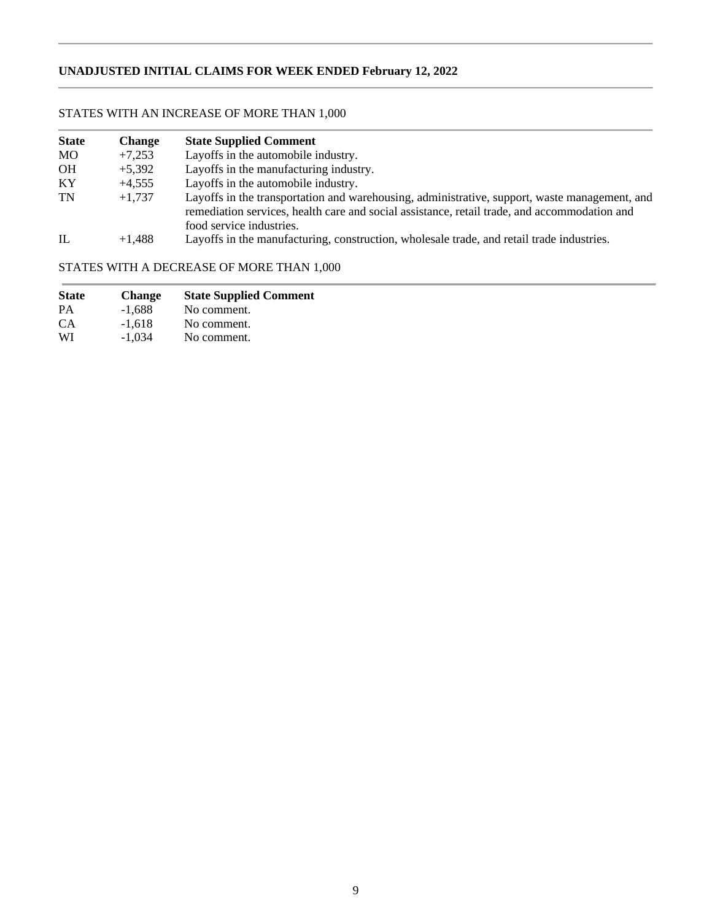## UNADJUSTED INITIAL CLAIMS FOR WEEK ENDED February 12, 2022

### STATES WITH AN INCREASE OF MORE THAN 1,000

| State | Change | State Supplied Comment |
|---|---|---|
| MO | +7,253 | Layoffs in the automobile industry. |
| OH | +5,392 | Layoffs in the manufacturing industry. |
| KY | +4,555 | Layoffs in the automobile industry. |
| TN | +1,737 | Layoffs in the transportation and warehousing, administrative, support, waste management, and remediation services, health care and social assistance, retail trade, and accommodation and food service industries. |
| IL | +1,488 | Layoffs in the manufacturing, construction, wholesale trade, and retail trade industries. |

### STATES WITH A DECREASE OF MORE THAN 1,000

| State | Change | State Supplied Comment |
|---|---|---|
| PA | -1,688 | No comment. |
| CA | -1,618 | No comment. |
| WI | -1,034 | No comment. |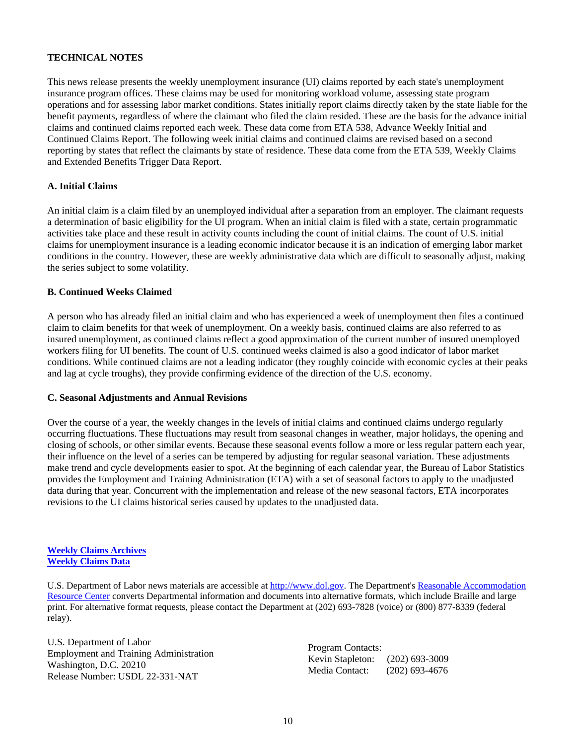## TECHNICAL NOTES

This news release presents the weekly unemployment insurance (UI) claims reported by each state's unemployment insurance program offices. These claims may be used for monitoring workload volume, assessing state program operations and for assessing labor market conditions. States initially report claims directly taken by the state liable for the benefit payments, regardless of where the claimant who filed the claim resided. These are the basis for the advance initial claims and continued claims reported each week. These data come from ETA 538, Advance Weekly Initial and Continued Claims Report. The following week initial claims and continued claims are revised based on a second reporting by states that reflect the claimants by state of residence. These data come from the ETA 539, Weekly Claims and Extended Benefits Trigger Data Report.

### A. Initial Claims

An initial claim is a claim filed by an unemployed individual after a separation from an employer. The claimant requests a determination of basic eligibility for the UI program. When an initial claim is filed with a state, certain programmatic activities take place and these result in activity counts including the count of initial claims. The count of U.S. initial claims for unemployment insurance is a leading economic indicator because it is an indication of emerging labor market conditions in the country. However, these are weekly administrative data which are difficult to seasonally adjust, making the series subject to some volatility.

### B. Continued Weeks Claimed

A person who has already filed an initial claim and who has experienced a week of unemployment then files a continued claim to claim benefits for that week of unemployment. On a weekly basis, continued claims are also referred to as insured unemployment, as continued claims reflect a good approximation of the current number of insured unemployed workers filing for UI benefits. The count of U.S. continued weeks claimed is also a good indicator of labor market conditions. While continued claims are not a leading indicator (they roughly coincide with economic cycles at their peaks and lag at cycle troughs), they provide confirming evidence of the direction of the U.S. economy.

### C. Seasonal Adjustments and Annual Revisions

Over the course of a year, the weekly changes in the levels of initial claims and continued claims undergo regularly occurring fluctuations. These fluctuations may result from seasonal changes in weather, major holidays, the opening and closing of schools, or other similar events. Because these seasonal events follow a more or less regular pattern each year, their influence on the level of a series can be tempered by adjusting for regular seasonal variation. These adjustments make trend and cycle developments easier to spot. At the beginning of each calendar year, the Bureau of Labor Statistics provides the Employment and Training Administration (ETA) with a set of seasonal factors to apply to the unadjusted data during that year. Concurrent with the implementation and release of the new seasonal factors, ETA incorporates revisions to the UI claims historical series caused by updates to the unadjusted data.

**Weekly Claims Archives**
**Weekly Claims Data**

U.S. Department of Labor news materials are accessible at http://www.dol.gov. The Department's Reasonable Accommodation Resource Center converts Departmental information and documents into alternative formats, which include Braille and large print. For alternative format requests, please contact the Department at (202) 693-7828 (voice) or (800) 877-8339 (federal relay).

U.S. Department of Labor
Employment and Training Administration
Washington, D.C. 20210
Release Number: USDL 22-331-NAT

Program Contacts:
Kevin Stapleton: (202) 693-3009
Media Contact: (202) 693-4676